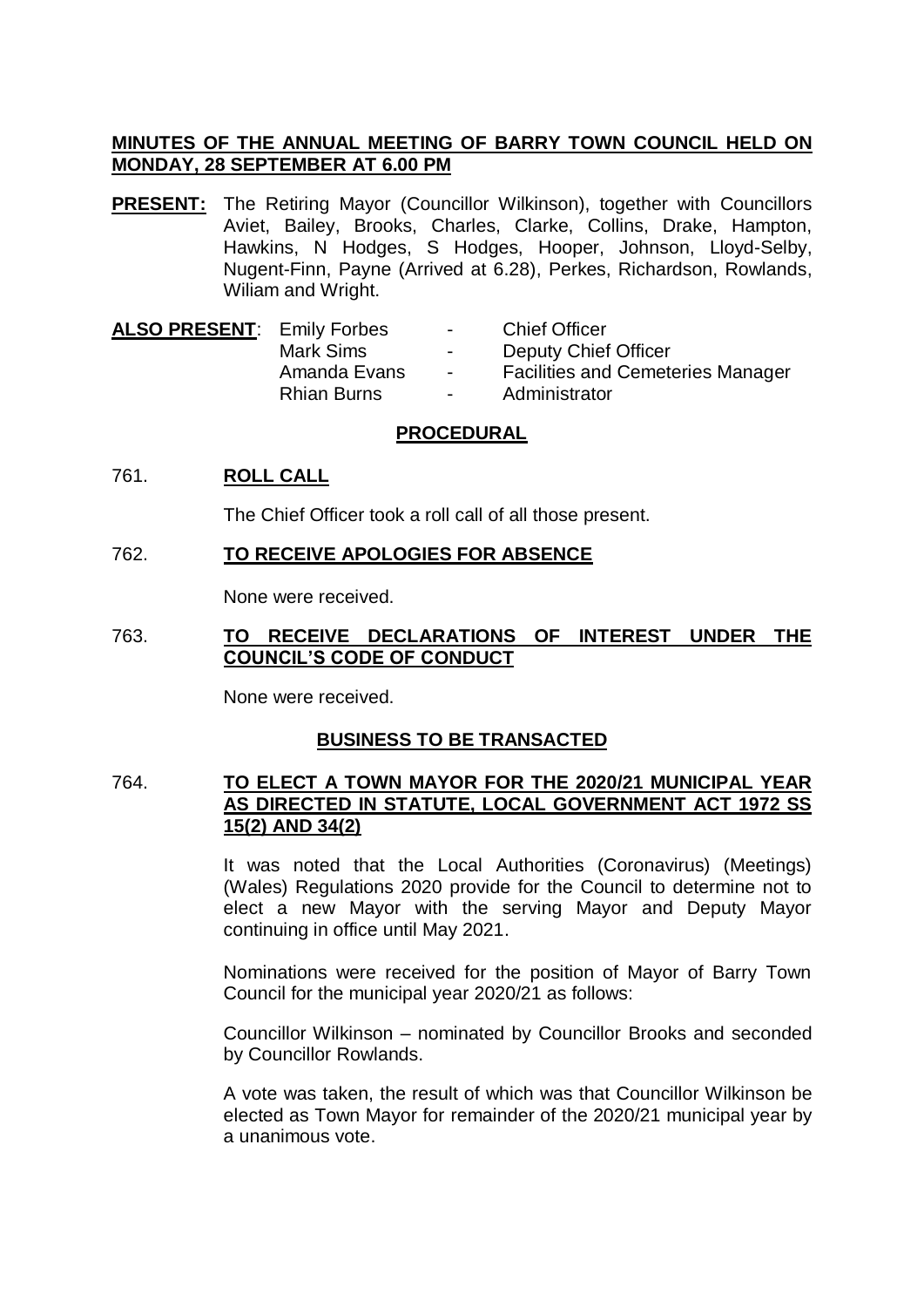**MINUTES OF THE ANNUAL MEETING OF BARRY TOWN COUNCIL HELD ON MONDAY, 28 SEPTEMBER AT 6.00 PM**

**PRESENT:** The Retiring Mayor (Councillor Wilkinson), together with Councillors Aviet, Bailey, Brooks, Charles, Clarke, Collins, Drake, Hampton, Hawkins, N Hodges, S Hodges, Hooper, Johnson, Lloyd-Selby, Nugent-Finn, Payne (Arrived at 6.28), Perkes, Richardson, Rowlands, Wiliam and Wright.

**ALSO PRESENT:**

| | | |
|---|---|---|
| Emily Forbes | - | Chief Officer |
| Mark Sims | - | Deputy Chief Officer |
| Amanda Evans | - | Facilities and Cemeteries Manager |
| Rhian Burns | - | Administrator |

**PROCEDURAL**

761. **ROLL CALL**

The Chief Officer took a roll call of all those present.

762. **TO RECEIVE APOLOGIES FOR ABSENCE**

None were received.

763. **TO RECEIVE DECLARATIONS OF INTEREST UNDER THE COUNCIL'S CODE OF CONDUCT**

None were received.

**BUSINESS TO BE TRANSACTED**

764. **TO ELECT A TOWN MAYOR FOR THE 2020/21 MUNICIPAL YEAR AS DIRECTED IN STATUTE, LOCAL GOVERNMENT ACT 1972 SS 15(2) AND 34(2)**

It was noted that the Local Authorities (Coronavirus) (Meetings) (Wales) Regulations 2020 provide for the Council to determine not to elect a new Mayor with the serving Mayor and Deputy Mayor continuing in office until May 2021.

Nominations were received for the position of Mayor of Barry Town Council for the municipal year 2020/21 as follows:

Councillor Wilkinson – nominated by Councillor Brooks and seconded by Councillor Rowlands.

A vote was taken, the result of which was that Councillor Wilkinson be elected as Town Mayor for remainder of the 2020/21 municipal year by a unanimous vote.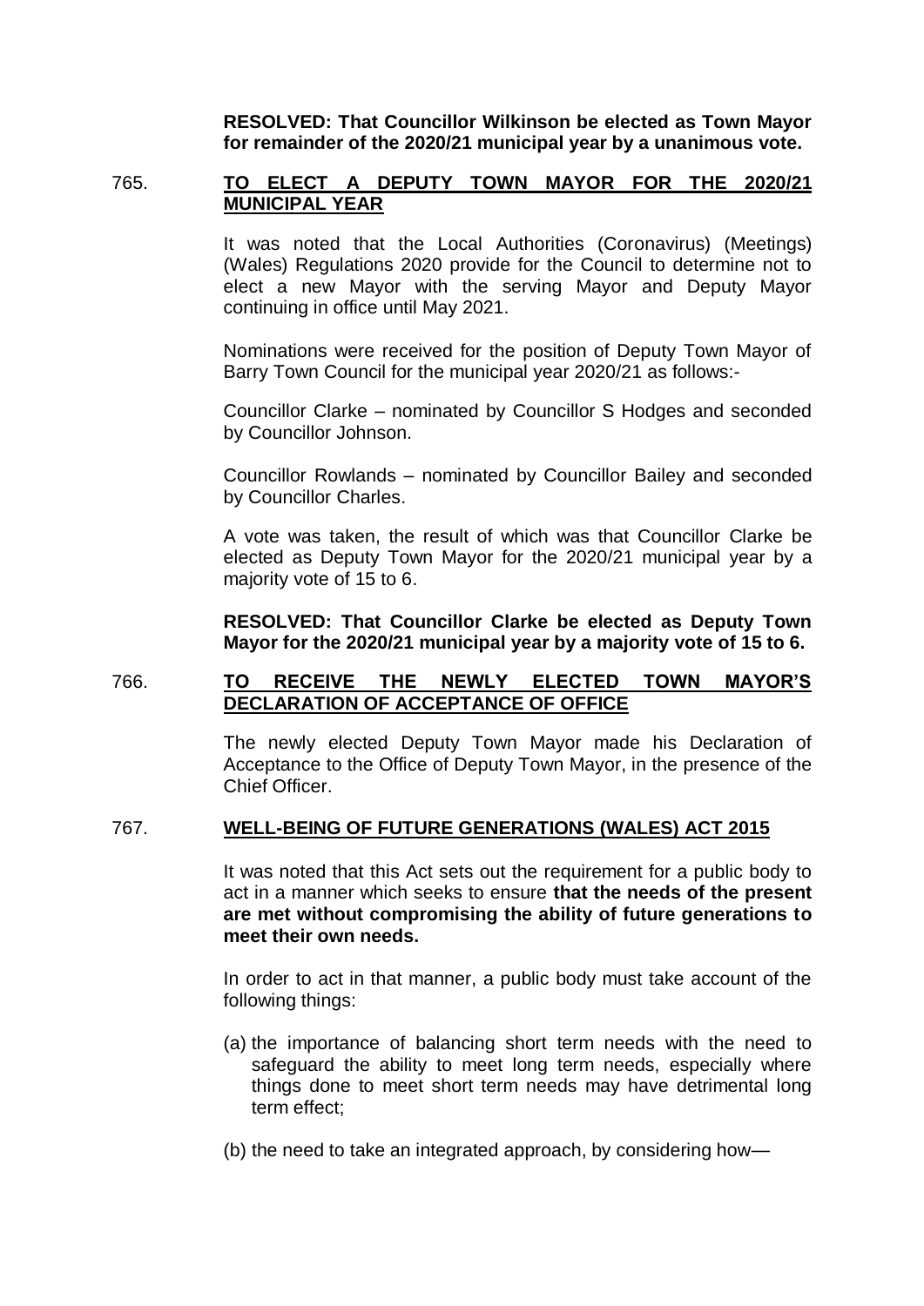**RESOLVED: That Councillor Wilkinson be elected as Town Mayor for remainder of the 2020/21 municipal year by a unanimous vote.**

765. **TO ELECT A DEPUTY TOWN MAYOR FOR THE 2020/21 MUNICIPAL YEAR**

It was noted that the Local Authorities (Coronavirus) (Meetings) (Wales) Regulations 2020 provide for the Council to determine not to elect a new Mayor with the serving Mayor and Deputy Mayor continuing in office until May 2021.

Nominations were received for the position of Deputy Town Mayor of Barry Town Council for the municipal year 2020/21 as follows:-

Councillor Clarke – nominated by Councillor S Hodges and seconded by Councillor Johnson.

Councillor Rowlands – nominated by Councillor Bailey and seconded by Councillor Charles.

A vote was taken, the result of which was that Councillor Clarke be elected as Deputy Town Mayor for the 2020/21 municipal year by a majority vote of 15 to 6.

**RESOLVED: That Councillor Clarke be elected as Deputy Town Mayor for the 2020/21 municipal year by a majority vote of 15 to 6.**

766. **TO RECEIVE THE NEWLY ELECTED TOWN MAYOR'S DECLARATION OF ACCEPTANCE OF OFFICE**

The newly elected Deputy Town Mayor made his Declaration of Acceptance to the Office of Deputy Town Mayor, in the presence of the Chief Officer.

767. **WELL-BEING OF FUTURE GENERATIONS (WALES) ACT 2015**

It was noted that this Act sets out the requirement for a public body to act in a manner which seeks to ensure **that the needs of the present are met without compromising the ability of future generations to meet their own needs.**

In order to act in that manner, a public body must take account of the following things:

(a) the importance of balancing short term needs with the need to safeguard the ability to meet long term needs, especially where things done to meet short term needs may have detrimental long term effect;

(b) the need to take an integrated approach, by considering how—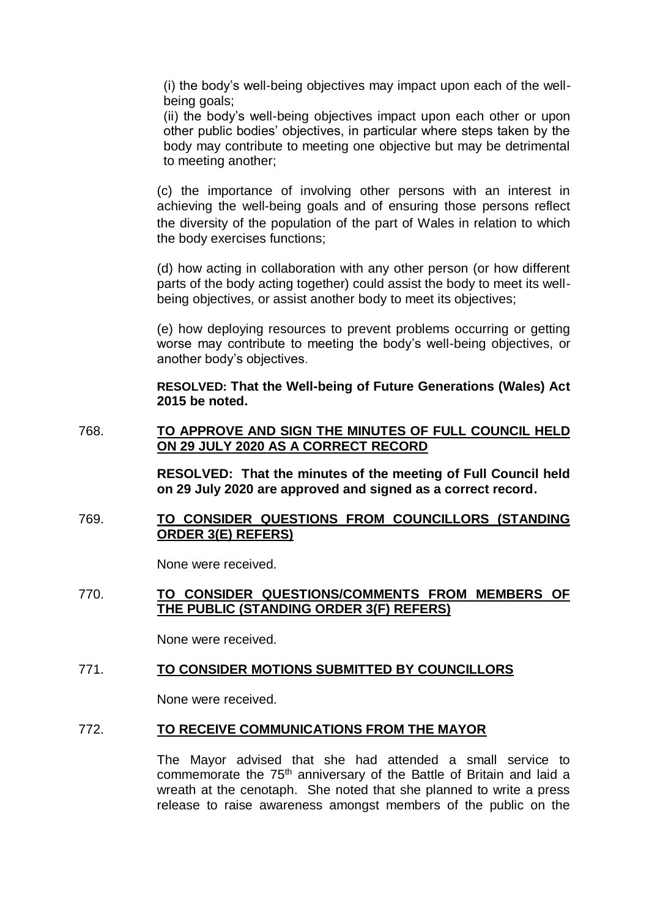(i) the body's well-being objectives may impact upon each of the well-being goals;

(ii) the body's well-being objectives impact upon each other or upon other public bodies' objectives, in particular where steps taken by the body may contribute to meeting one objective but may be detrimental to meeting another;

(c) the importance of involving other persons with an interest in achieving the well-being goals and of ensuring those persons reflect the diversity of the population of the part of Wales in relation to which the body exercises functions;

(d) how acting in collaboration with any other person (or how different parts of the body acting together) could assist the body to meet its well-being objectives, or assist another body to meet its objectives;

(e) how deploying resources to prevent problems occurring or getting worse may contribute to meeting the body's well-being objectives, or another body's objectives.

**RESOLVED: That the Well-being of Future Generations (Wales) Act 2015 be noted.**

768. **TO APPROVE AND SIGN THE MINUTES OF FULL COUNCIL HELD ON 29 JULY 2020 AS A CORRECT RECORD**

**RESOLVED: That the minutes of the meeting of Full Council held on 29 July 2020 are approved and signed as a correct record.**

769. **TO CONSIDER QUESTIONS FROM COUNCILLORS (STANDING ORDER 3(E) REFERS)**

None were received.

770. **TO CONSIDER QUESTIONS/COMMENTS FROM MEMBERS OF THE PUBLIC (STANDING ORDER 3(F) REFERS)**

None were received.

771. **TO CONSIDER MOTIONS SUBMITTED BY COUNCILLORS**

None were received.

772. **TO RECEIVE COMMUNICATIONS FROM THE MAYOR**

The Mayor advised that she had attended a small service to commemorate the 75th anniversary of the Battle of Britain and laid a wreath at the cenotaph. She noted that she planned to write a press release to raise awareness amongst members of the public on the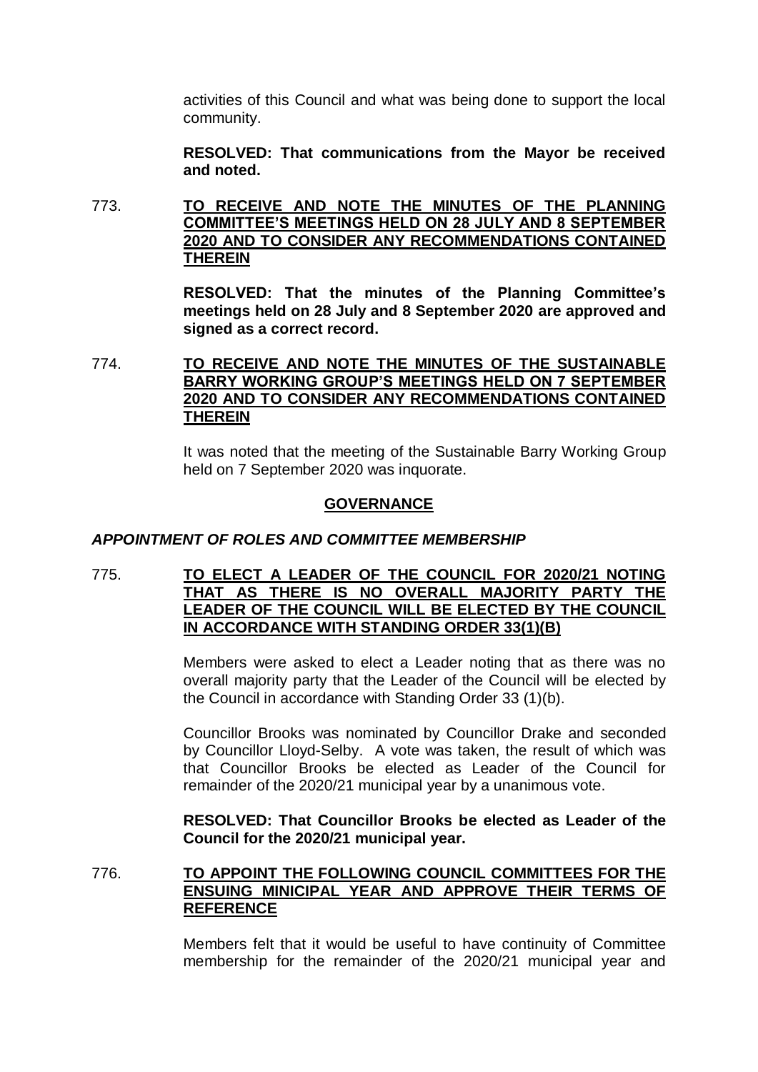activities of this Council and what was being done to support the local community.

**RESOLVED: That communications from the Mayor be received and noted.**

773. **TO RECEIVE AND NOTE THE MINUTES OF THE PLANNING COMMITTEE'S MEETINGS HELD ON 28 JULY AND 8 SEPTEMBER 2020 AND TO CONSIDER ANY RECOMMENDATIONS CONTAINED THEREIN**

**RESOLVED: That the minutes of the Planning Committee's meetings held on 28 July and 8 September 2020 are approved and signed as a correct record.**

774. **TO RECEIVE AND NOTE THE MINUTES OF THE SUSTAINABLE BARRY WORKING GROUP'S MEETINGS HELD ON 7 SEPTEMBER 2020 AND TO CONSIDER ANY RECOMMENDATIONS CONTAINED THEREIN**

It was noted that the meeting of the Sustainable Barry Working Group held on 7 September 2020 was inquorate.

## GOVERNANCE

### *APPOINTMENT OF ROLES AND COMMITTEE MEMBERSHIP*

775. **TO ELECT A LEADER OF THE COUNCIL FOR 2020/21 NOTING THAT AS THERE IS NO OVERALL MAJORITY PARTY THE LEADER OF THE COUNCIL WILL BE ELECTED BY THE COUNCIL IN ACCORDANCE WITH STANDING ORDER 33(1)(B)**

Members were asked to elect a Leader noting that as there was no overall majority party that the Leader of the Council will be elected by the Council in accordance with Standing Order 33 (1)(b).

Councillor Brooks was nominated by Councillor Drake and seconded by Councillor Lloyd-Selby. A vote was taken, the result of which was that Councillor Brooks be elected as Leader of the Council for remainder of the 2020/21 municipal year by a unanimous vote.

**RESOLVED: That Councillor Brooks be elected as Leader of the Council for the 2020/21 municipal year.**

776. **TO APPOINT THE FOLLOWING COUNCIL COMMITTEES FOR THE ENSUING MINICIPAL YEAR AND APPROVE THEIR TERMS OF REFERENCE**

Members felt that it would be useful to have continuity of Committee membership for the remainder of the 2020/21 municipal year and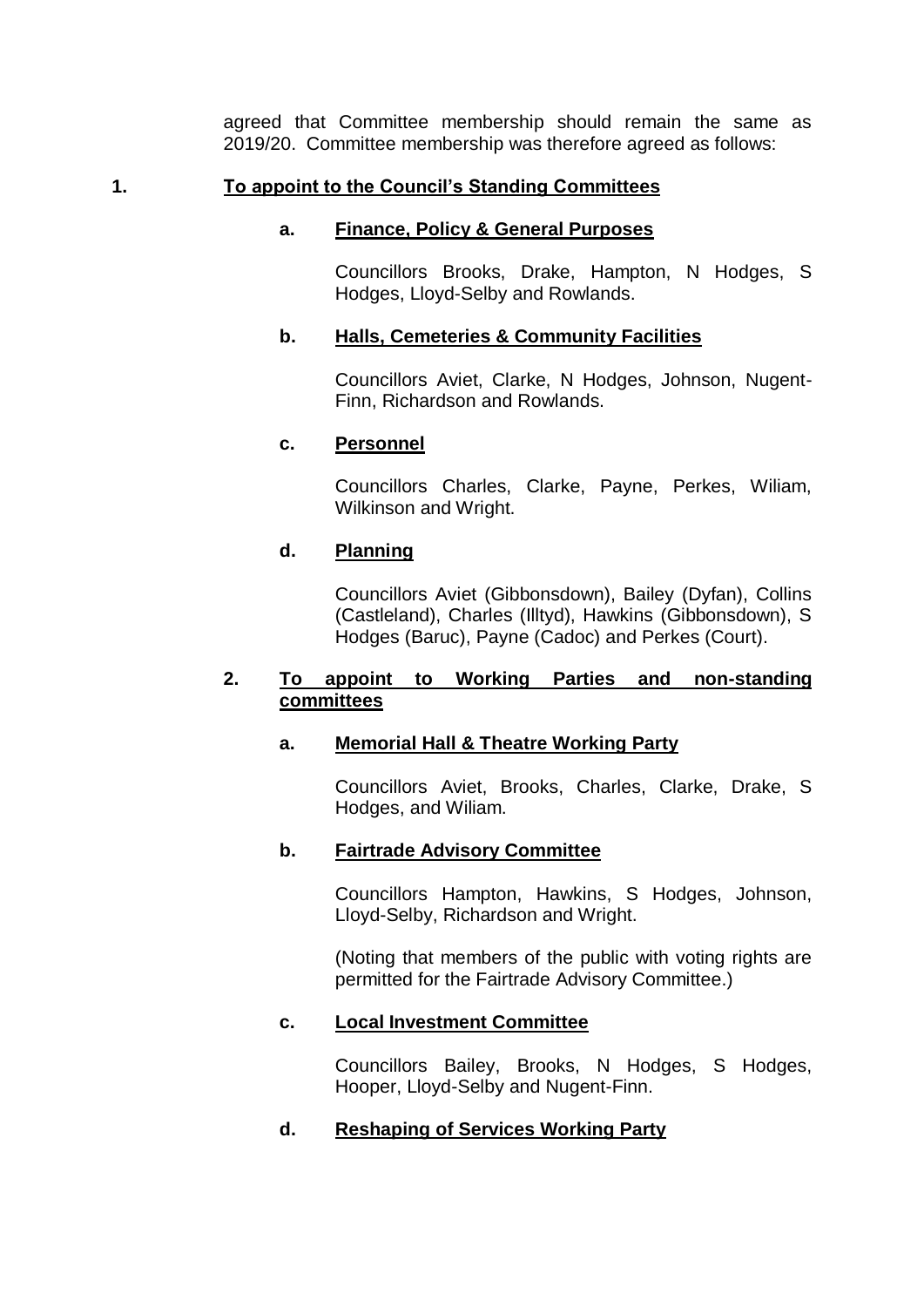agreed that Committee membership should remain the same as 2019/20. Committee membership was therefore agreed as follows:

**1. <u>To appoint to the Council's Standing Committees</u>**

**a. <u>Finance, Policy & General Purposes</u>**

Councillors Brooks, Drake, Hampton, N Hodges, S Hodges, Lloyd-Selby and Rowlands.

**b. <u>Halls, Cemeteries & Community Facilities</u>**

Councillors Aviet, Clarke, N Hodges, Johnson, Nugent-Finn, Richardson and Rowlands.

**c. <u>Personnel</u>**

Councillors Charles, Clarke, Payne, Perkes, Wiliam, Wilkinson and Wright.

**d. <u>Planning</u>**

Councillors Aviet (Gibbonsdown), Bailey (Dyfan), Collins (Castleland), Charles (Illtyd), Hawkins (Gibbonsdown), S Hodges (Baruc), Payne (Cadoc) and Perkes (Court).

**2. <u>To appoint to Working Parties and non-standing committees</u>**

**a. <u>Memorial Hall & Theatre Working Party</u>**

Councillors Aviet, Brooks, Charles, Clarke, Drake, S Hodges, and Wiliam.

**b. <u>Fairtrade Advisory Committee</u>**

Councillors Hampton, Hawkins, S Hodges, Johnson, Lloyd-Selby, Richardson and Wright.

(Noting that members of the public with voting rights are permitted for the Fairtrade Advisory Committee.)

**c. <u>Local Investment Committee</u>**

Councillors Bailey, Brooks, N Hodges, S Hodges, Hooper, Lloyd-Selby and Nugent-Finn.

**d. <u>Reshaping of Services Working Party</u>**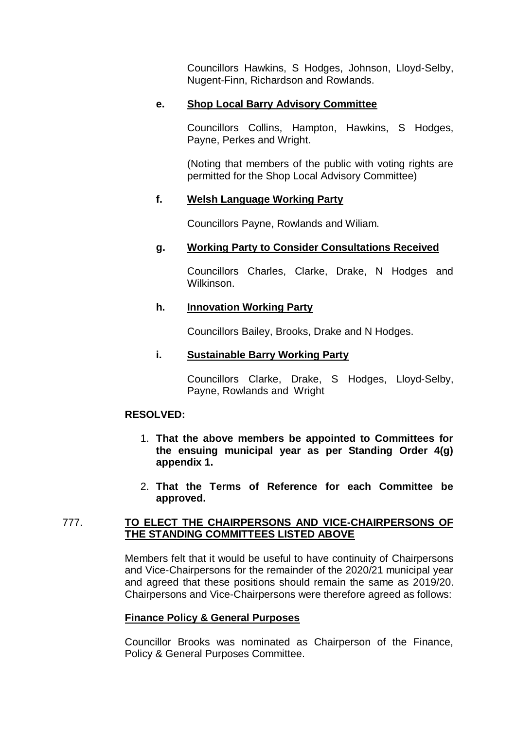Councillors Hawkins, S Hodges, Johnson, Lloyd-Selby, Nugent-Finn, Richardson and Rowlands.

**e. Shop Local Barry Advisory Committee**

Councillors Collins, Hampton, Hawkins, S Hodges, Payne, Perkes and Wright.

(Noting that members of the public with voting rights are permitted for the Shop Local Advisory Committee)

**f. Welsh Language Working Party**

Councillors Payne, Rowlands and Wiliam.

**g. Working Party to Consider Consultations Received**

Councillors Charles, Clarke, Drake, N Hodges and Wilkinson.

**h. Innovation Working Party**

Councillors Bailey, Brooks, Drake and N Hodges.

**i. Sustainable Barry Working Party**

Councillors Clarke, Drake, S Hodges, Lloyd-Selby, Payne, Rowlands and Wright

**RESOLVED:**

1. **That the above members be appointed to Committees for the ensuing municipal year as per Standing Order 4(g) appendix 1.**
2. **That the Terms of Reference for each Committee be approved.**

777. **TO ELECT THE CHAIRPERSONS AND VICE-CHAIRPERSONS OF THE STANDING COMMITTEES LISTED ABOVE**

Members felt that it would be useful to have continuity of Chairpersons and Vice-Chairpersons for the remainder of the 2020/21 municipal year and agreed that these positions should remain the same as 2019/20. Chairpersons and Vice-Chairpersons were therefore agreed as follows:

**Finance Policy & General Purposes**

Councillor Brooks was nominated as Chairperson of the Finance, Policy & General Purposes Committee.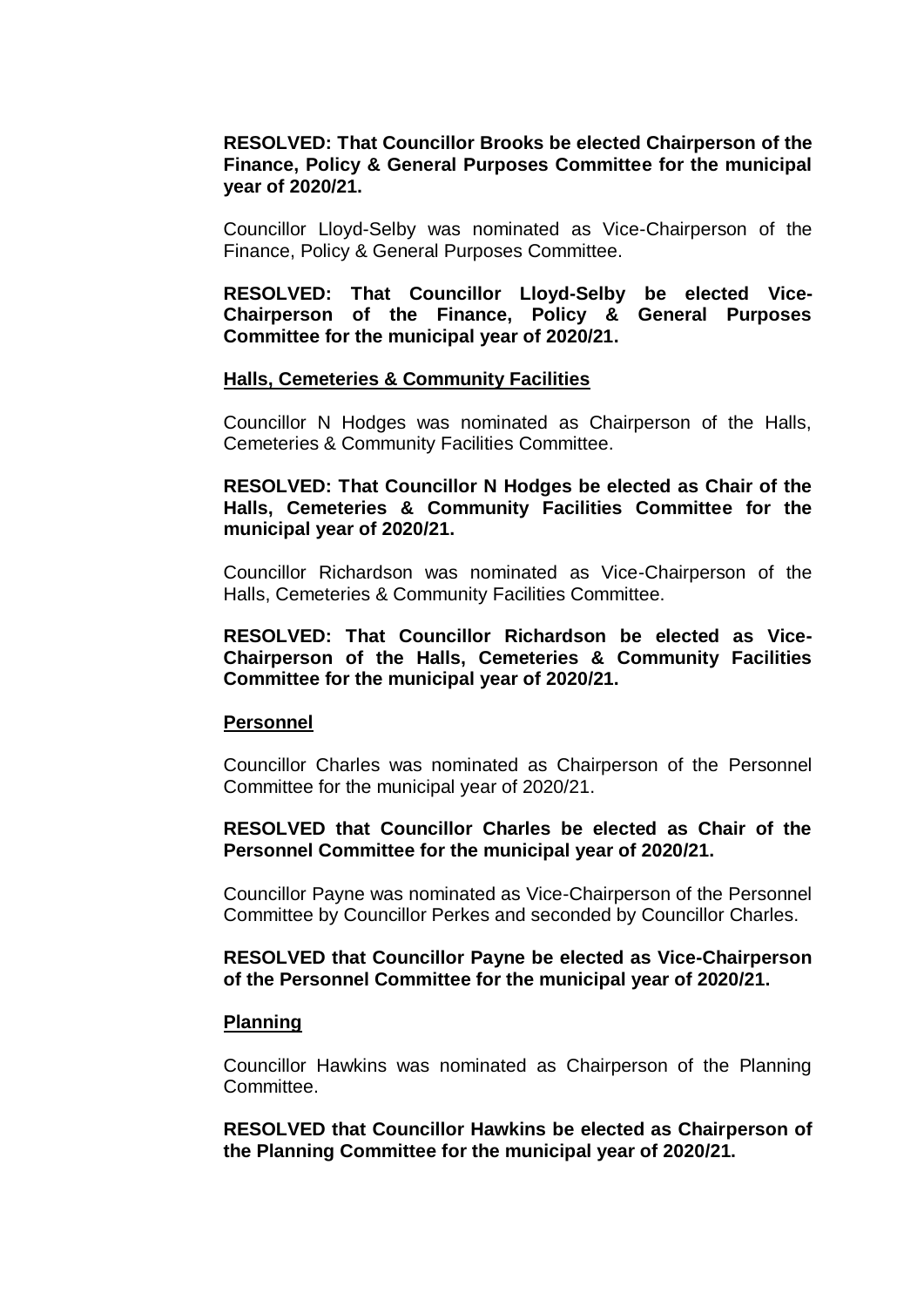**RESOLVED: That Councillor Brooks be elected Chairperson of the Finance, Policy & General Purposes Committee for the municipal year of 2020/21.**

Councillor Lloyd-Selby was nominated as Vice-Chairperson of the Finance, Policy & General Purposes Committee.

**RESOLVED: That Councillor Lloyd-Selby be elected Vice-Chairperson of the Finance, Policy & General Purposes Committee for the municipal year of 2020/21.**

**Halls, Cemeteries & Community Facilities**

Councillor N Hodges was nominated as Chairperson of the Halls, Cemeteries & Community Facilities Committee.

**RESOLVED: That Councillor N Hodges be elected as Chair of the Halls, Cemeteries & Community Facilities Committee for the municipal year of 2020/21.**

Councillor Richardson was nominated as Vice-Chairperson of the Halls, Cemeteries & Community Facilities Committee.

**RESOLVED: That Councillor Richardson be elected as Vice-Chairperson of the Halls, Cemeteries & Community Facilities Committee for the municipal year of 2020/21.**

**Personnel**

Councillor Charles was nominated as Chairperson of the Personnel Committee for the municipal year of 2020/21.

**RESOLVED that Councillor Charles be elected as Chair of the Personnel Committee for the municipal year of 2020/21.**

Councillor Payne was nominated as Vice-Chairperson of the Personnel Committee by Councillor Perkes and seconded by Councillor Charles.

**RESOLVED that Councillor Payne be elected as Vice-Chairperson of the Personnel Committee for the municipal year of 2020/21.**

**Planning**

Councillor Hawkins was nominated as Chairperson of the Planning Committee.

**RESOLVED that Councillor Hawkins be elected as Chairperson of the Planning Committee for the municipal year of 2020/21.**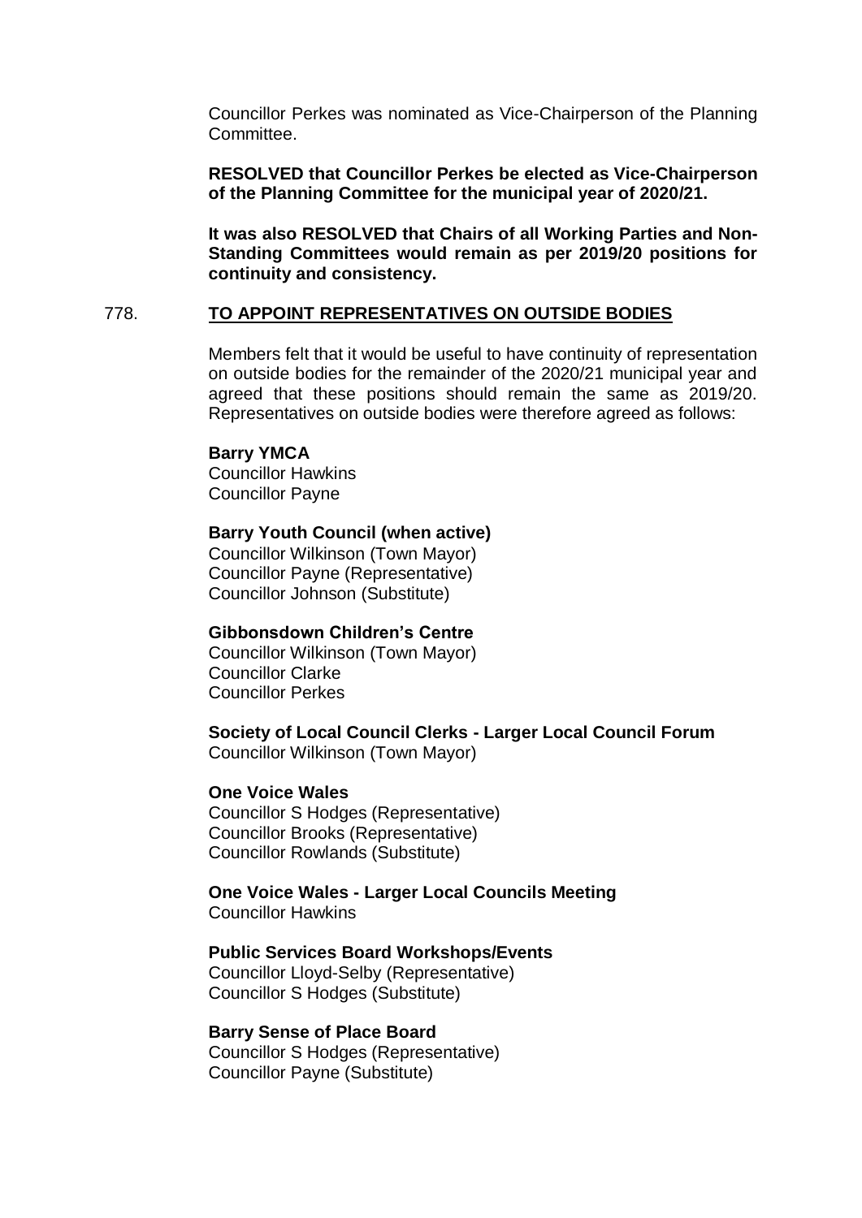Councillor Perkes was nominated as Vice-Chairperson of the Planning Committee.

**RESOLVED that Councillor Perkes be elected as Vice-Chairperson of the Planning Committee for the municipal year of 2020/21.**

**It was also RESOLVED that Chairs of all Working Parties and Non-Standing Committees would remain as per 2019/20 positions for continuity and consistency.**

## 778. TO APPOINT REPRESENTATIVES ON OUTSIDE BODIES

Members felt that it would be useful to have continuity of representation on outside bodies for the remainder of the 2020/21 municipal year and agreed that these positions should remain the same as 2019/20. Representatives on outside bodies were therefore agreed as follows:

**Barry YMCA**
Councillor Hawkins
Councillor Payne

**Barry Youth Council (when active)**
Councillor Wilkinson (Town Mayor)
Councillor Payne (Representative)
Councillor Johnson (Substitute)

**Gibbonsdown Children's Centre**
Councillor Wilkinson (Town Mayor)
Councillor Clarke
Councillor Perkes

**Society of Local Council Clerks - Larger Local Council Forum**
Councillor Wilkinson (Town Mayor)

**One Voice Wales**
Councillor S Hodges (Representative)
Councillor Brooks (Representative)
Councillor Rowlands (Substitute)

**One Voice Wales - Larger Local Councils Meeting**
Councillor Hawkins

**Public Services Board Workshops/Events**
Councillor Lloyd-Selby (Representative)
Councillor S Hodges (Substitute)

**Barry Sense of Place Board**
Councillor S Hodges (Representative)
Councillor Payne (Substitute)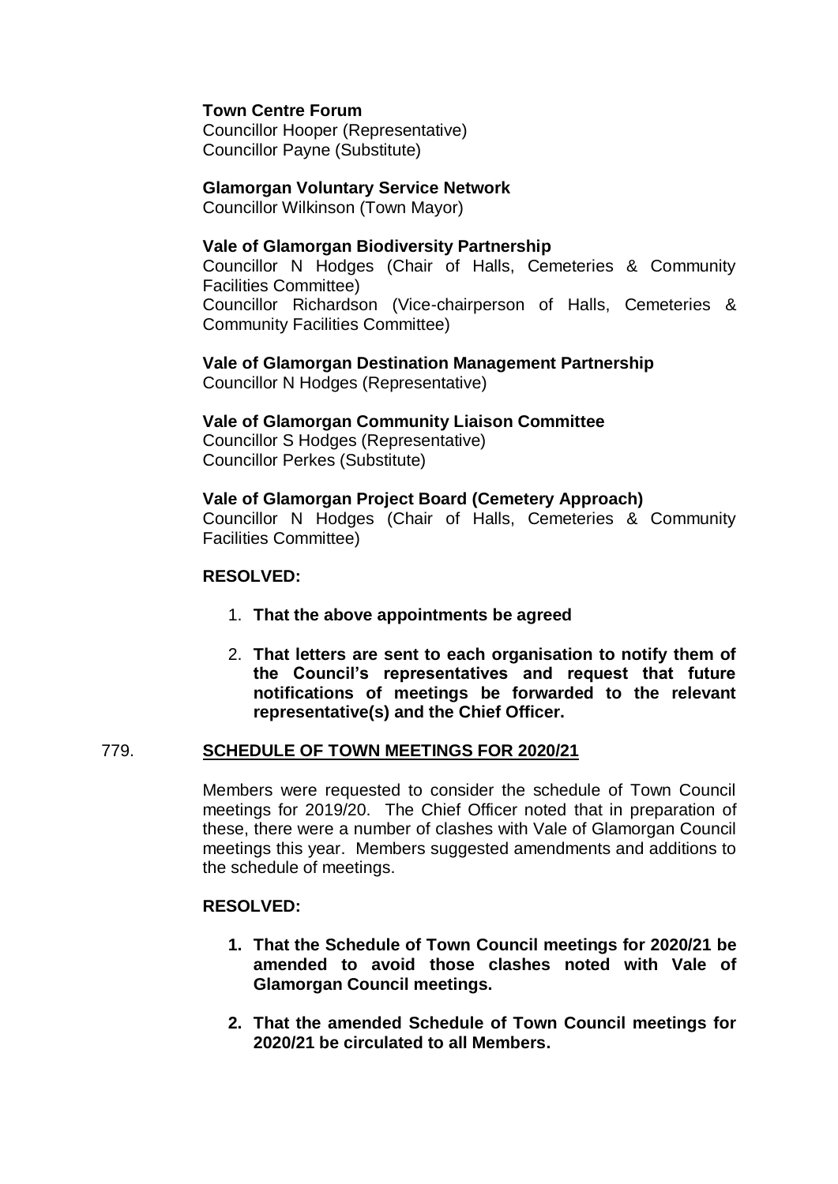**Town Centre Forum**
Councillor Hooper (Representative)
Councillor Payne (Substitute)

**Glamorgan Voluntary Service Network**
Councillor Wilkinson (Town Mayor)

**Vale of Glamorgan Biodiversity Partnership**
Councillor N Hodges (Chair of Halls, Cemeteries & Community Facilities Committee)
Councillor Richardson (Vice-chairperson of Halls, Cemeteries & Community Facilities Committee)

**Vale of Glamorgan Destination Management Partnership**
Councillor N Hodges (Representative)

**Vale of Glamorgan Community Liaison Committee**
Councillor S Hodges (Representative)
Councillor Perkes (Substitute)

**Vale of Glamorgan Project Board (Cemetery Approach)**
Councillor N Hodges (Chair of Halls, Cemeteries & Community Facilities Committee)

**RESOLVED:**

1. **That the above appointments be agreed**
2. **That letters are sent to each organisation to notify them of the Council's representatives and request that future notifications of meetings be forwarded to the relevant representative(s) and the Chief Officer.**

## 779. SCHEDULE OF TOWN MEETINGS FOR 2020/21

Members were requested to consider the schedule of Town Council meetings for 2019/20. The Chief Officer noted that in preparation of these, there were a number of clashes with Vale of Glamorgan Council meetings this year. Members suggested amendments and additions to the schedule of meetings.

**RESOLVED:**

1. **That the Schedule of Town Council meetings for 2020/21 be amended to avoid those clashes noted with Vale of Glamorgan Council meetings.**
2. **That the amended Schedule of Town Council meetings for 2020/21 be circulated to all Members.**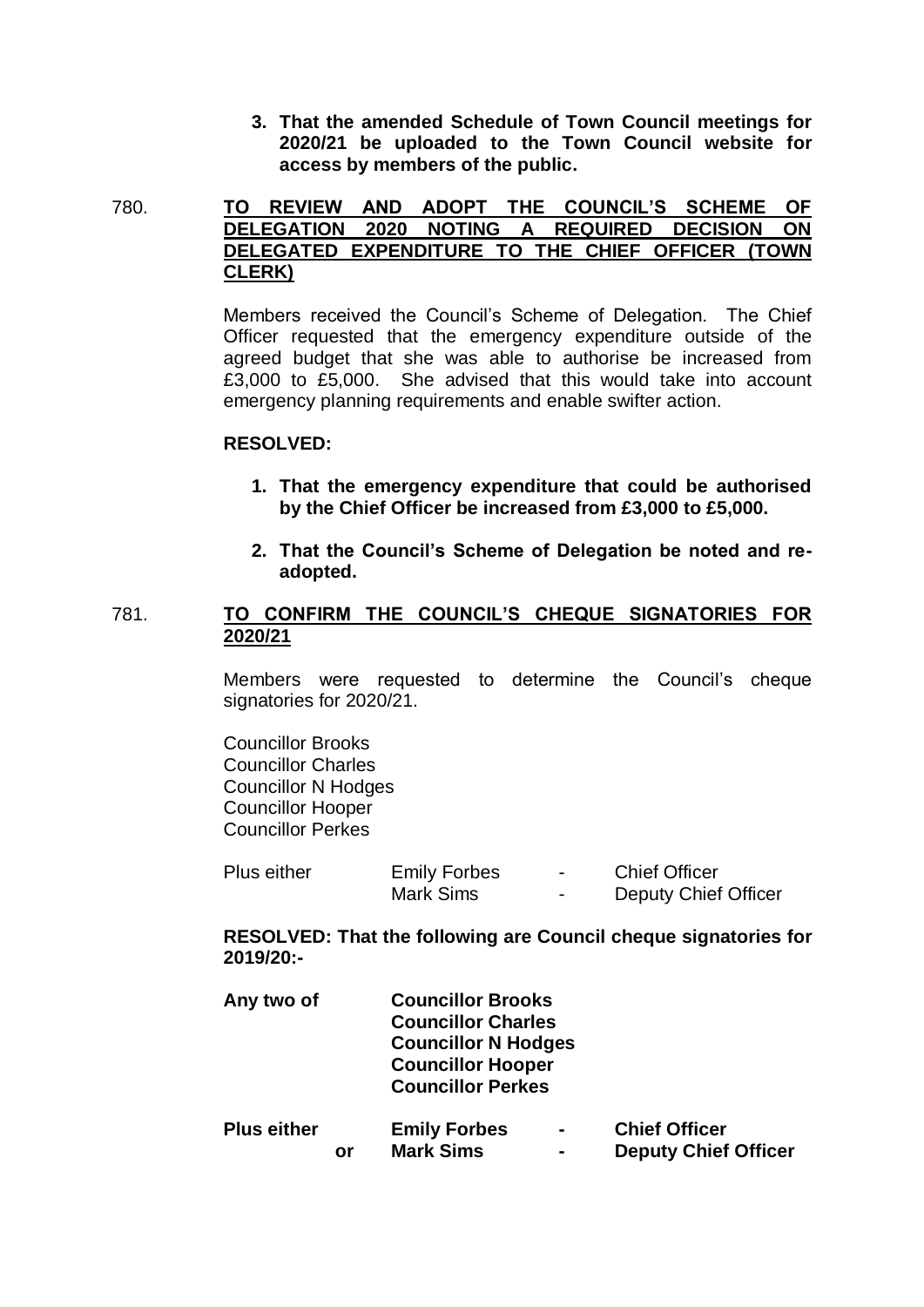**3. That the amended Schedule of Town Council meetings for 2020/21 be uploaded to the Town Council website for access by members of the public.**

780. **TO REVIEW AND ADOPT THE COUNCIL'S SCHEME OF DELEGATION 2020 NOTING A REQUIRED DECISION ON DELEGATED EXPENDITURE TO THE CHIEF OFFICER (TOWN CLERK)**

Members received the Council's Scheme of Delegation. The Chief Officer requested that the emergency expenditure outside of the agreed budget that she was able to authorise be increased from £3,000 to £5,000. She advised that this would take into account emergency planning requirements and enable swifter action.

**RESOLVED:**

1. **That the emergency expenditure that could be authorised by the Chief Officer be increased from £3,000 to £5,000.**
2. **That the Council's Scheme of Delegation be noted and re-adopted.**

781. **TO CONFIRM THE COUNCIL'S CHEQUE SIGNATORIES FOR 2020/21**

Members were requested to determine the Council's cheque signatories for 2020/21.

Councillor Brooks
Councillor Charles
Councillor N Hodges
Councillor Hooper
Councillor Perkes

| Plus either | Emily Forbes | - | Chief Officer |
|---|---|---|---|
| | Mark Sims | - | Deputy Chief Officer |

**RESOLVED: That the following are Council cheque signatories for 2019/20:-**

| **Any two of** | **Councillor Brooks** | | |
|---|---|---|---|
| | **Councillor Charles** | | |
| | **Councillor N Hodges** | | |
| | **Councillor Hooper** | | |
| | **Councillor Perkes** | | |
| **Plus either** | **Emily Forbes** | **-** | **Chief Officer** |
| **or** | **Mark Sims** | **-** | **Deputy Chief Officer** |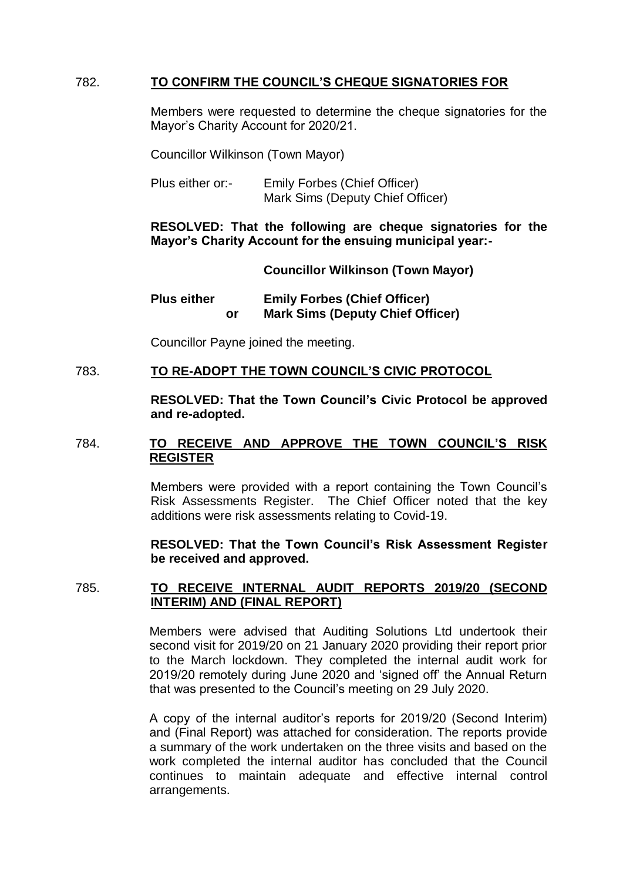782. **TO CONFIRM THE COUNCIL'S CHEQUE SIGNATORIES FOR**

Members were requested to determine the cheque signatories for the Mayor's Charity Account for 2020/21.

Councillor Wilkinson (Town Mayor)

Plus either or:- Emily Forbes (Chief Officer)
Mark Sims (Deputy Chief Officer)

**RESOLVED: That the following are cheque signatories for the Mayor's Charity Account for the ensuing municipal year:-**

**Councillor Wilkinson (Town Mayor)**

**Plus either Emily Forbes (Chief Officer)**
**or Mark Sims (Deputy Chief Officer)**

Councillor Payne joined the meeting.

783. **TO RE-ADOPT THE TOWN COUNCIL'S CIVIC PROTOCOL**

**RESOLVED: That the Town Council's Civic Protocol be approved and re-adopted.**

784. **TO RECEIVE AND APPROVE THE TOWN COUNCIL'S RISK REGISTER**

Members were provided with a report containing the Town Council's Risk Assessments Register. The Chief Officer noted that the key additions were risk assessments relating to Covid-19.

**RESOLVED: That the Town Council's Risk Assessment Register be received and approved.**

785. **TO RECEIVE INTERNAL AUDIT REPORTS 2019/20 (SECOND INTERIM) AND (FINAL REPORT)**

Members were advised that Auditing Solutions Ltd undertook their second visit for 2019/20 on 21 January 2020 providing their report prior to the March lockdown. They completed the internal audit work for 2019/20 remotely during June 2020 and 'signed off' the Annual Return that was presented to the Council's meeting on 29 July 2020.

A copy of the internal auditor's reports for 2019/20 (Second Interim) and (Final Report) was attached for consideration. The reports provide a summary of the work undertaken on the three visits and based on the work completed the internal auditor has concluded that the Council continues to maintain adequate and effective internal control arrangements.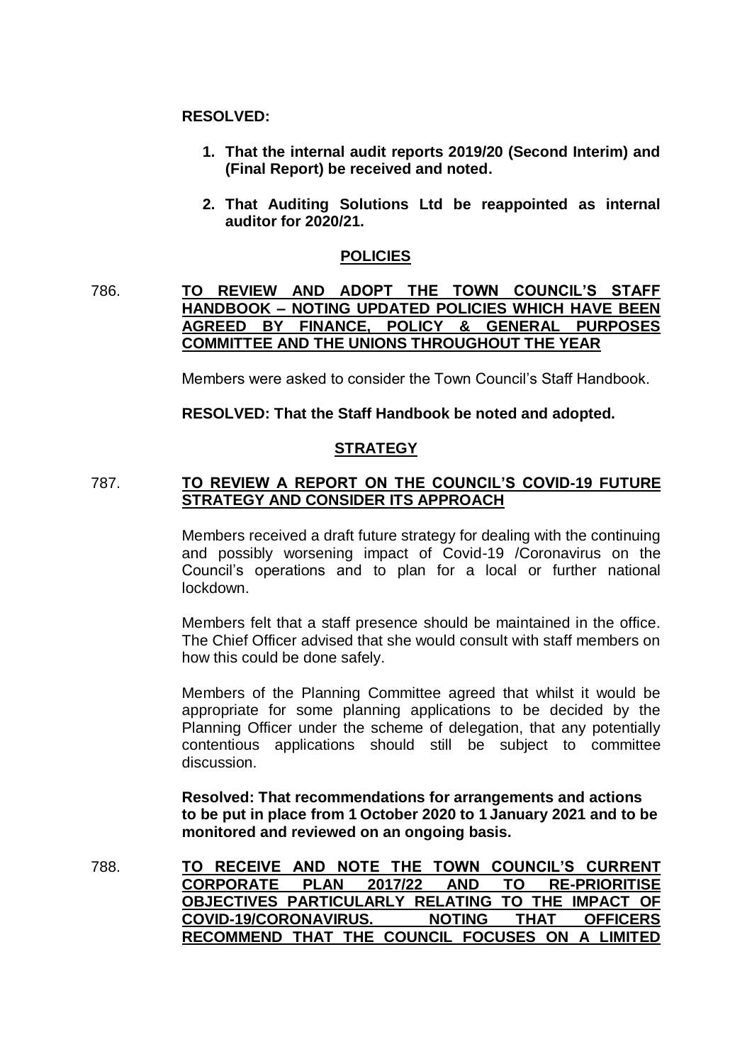**RESOLVED:**

1. **That the internal audit reports 2019/20 (Second Interim) and (Final Report) be received and noted.**

2. **That Auditing Solutions Ltd be reappointed as internal auditor for 2020/21.**

## POLICIES

786. **TO REVIEW AND ADOPT THE TOWN COUNCIL'S STAFF HANDBOOK – NOTING UPDATED POLICIES WHICH HAVE BEEN AGREED BY FINANCE, POLICY & GENERAL PURPOSES COMMITTEE AND THE UNIONS THROUGHOUT THE YEAR**

Members were asked to consider the Town Council's Staff Handbook.

**RESOLVED: That the Staff Handbook be noted and adopted.**

## STRATEGY

787. **TO REVIEW A REPORT ON THE COUNCIL'S COVID-19 FUTURE STRATEGY AND CONSIDER ITS APPROACH**

Members received a draft future strategy for dealing with the continuing and possibly worsening impact of Covid-19 /Coronavirus on the Council's operations and to plan for a local or further national lockdown.

Members felt that a staff presence should be maintained in the office. The Chief Officer advised that she would consult with staff members on how this could be done safely.

Members of the Planning Committee agreed that whilst it would be appropriate for some planning applications to be decided by the Planning Officer under the scheme of delegation, that any potentially contentious applications should still be subject to committee discussion.

**Resolved: That recommendations for arrangements and actions to be put in place from 1 October 2020 to 1 January 2021 and to be monitored and reviewed on an ongoing basis.**

788. **TO RECEIVE AND NOTE THE TOWN COUNCIL'S CURRENT CORPORATE PLAN 2017/22 AND TO RE-PRIORITISE OBJECTIVES PARTICULARLY RELATING TO THE IMPACT OF COVID-19/CORONAVIRUS. NOTING THAT OFFICERS RECOMMEND THAT THE COUNCIL FOCUSES ON A LIMITED**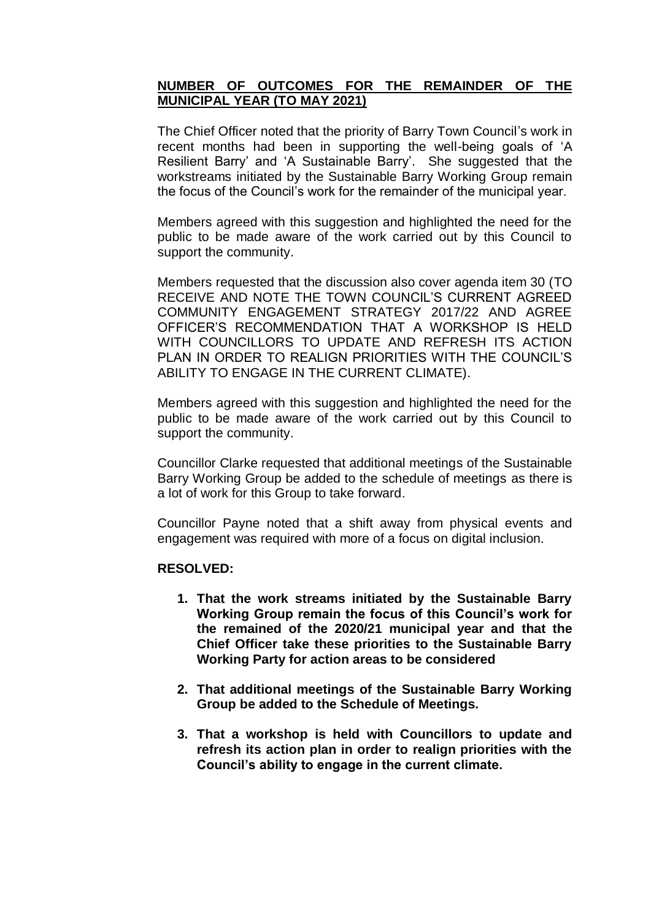## NUMBER OF OUTCOMES FOR THE REMAINDER OF THE MUNICIPAL YEAR (TO MAY 2021)

The Chief Officer noted that the priority of Barry Town Council's work in recent months had been in supporting the well-being goals of 'A Resilient Barry' and 'A Sustainable Barry'. She suggested that the workstreams initiated by the Sustainable Barry Working Group remain the focus of the Council's work for the remainder of the municipal year.

Members agreed with this suggestion and highlighted the need for the public to be made aware of the work carried out by this Council to support the community.

Members requested that the discussion also cover agenda item 30 (TO RECEIVE AND NOTE THE TOWN COUNCIL'S CURRENT AGREED COMMUNITY ENGAGEMENT STRATEGY 2017/22 AND AGREE OFFICER'S RECOMMENDATION THAT A WORKSHOP IS HELD WITH COUNCILLORS TO UPDATE AND REFRESH ITS ACTION PLAN IN ORDER TO REALIGN PRIORITIES WITH THE COUNCIL'S ABILITY TO ENGAGE IN THE CURRENT CLIMATE).

Members agreed with this suggestion and highlighted the need for the public to be made aware of the work carried out by this Council to support the community.

Councillor Clarke requested that additional meetings of the Sustainable Barry Working Group be added to the schedule of meetings as there is a lot of work for this Group to take forward.

Councillor Payne noted that a shift away from physical events and engagement was required with more of a focus on digital inclusion.

**RESOLVED:**

1. **That the work streams initiated by the Sustainable Barry Working Group remain the focus of this Council's work for the remained of the 2020/21 municipal year and that the Chief Officer take these priorities to the Sustainable Barry Working Party for action areas to be considered**

2. **That additional meetings of the Sustainable Barry Working Group be added to the Schedule of Meetings.**

3. **That a workshop is held with Councillors to update and refresh its action plan in order to realign priorities with the Council's ability to engage in the current climate.**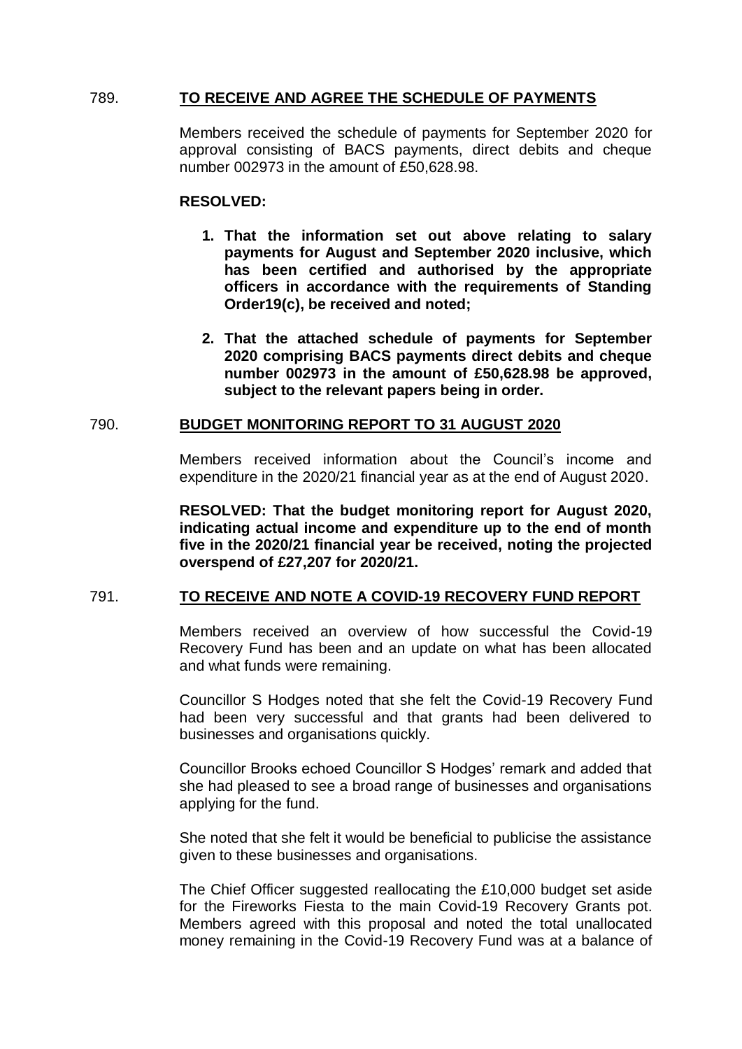789. **TO RECEIVE AND AGREE THE SCHEDULE OF PAYMENTS**

Members received the schedule of payments for September 2020 for approval consisting of BACS payments, direct debits and cheque number 002973 in the amount of £50,628.98.

**RESOLVED:**

1. **That the information set out above relating to salary payments for August and September 2020 inclusive, which has been certified and authorised by the appropriate officers in accordance with the requirements of Standing Order19(c), be received and noted;**

2. **That the attached schedule of payments for September 2020 comprising BACS payments direct debits and cheque number 002973 in the amount of £50,628.98 be approved, subject to the relevant papers being in order.**

790. **BUDGET MONITORING REPORT TO 31 AUGUST 2020**

Members received information about the Council's income and expenditure in the 2020/21 financial year as at the end of August 2020.

**RESOLVED: That the budget monitoring report for August 2020, indicating actual income and expenditure up to the end of month five in the 2020/21 financial year be received, noting the projected overspend of £27,207 for 2020/21.**

791. **TO RECEIVE AND NOTE A COVID-19 RECOVERY FUND REPORT**

Members received an overview of how successful the Covid-19 Recovery Fund has been and an update on what has been allocated and what funds were remaining.

Councillor S Hodges noted that she felt the Covid-19 Recovery Fund had been very successful and that grants had been delivered to businesses and organisations quickly.

Councillor Brooks echoed Councillor S Hodges' remark and added that she had pleased to see a broad range of businesses and organisations applying for the fund.

She noted that she felt it would be beneficial to publicise the assistance given to these businesses and organisations.

The Chief Officer suggested reallocating the £10,000 budget set aside for the Fireworks Fiesta to the main Covid-19 Recovery Grants pot. Members agreed with this proposal and noted the total unallocated money remaining in the Covid-19 Recovery Fund was at a balance of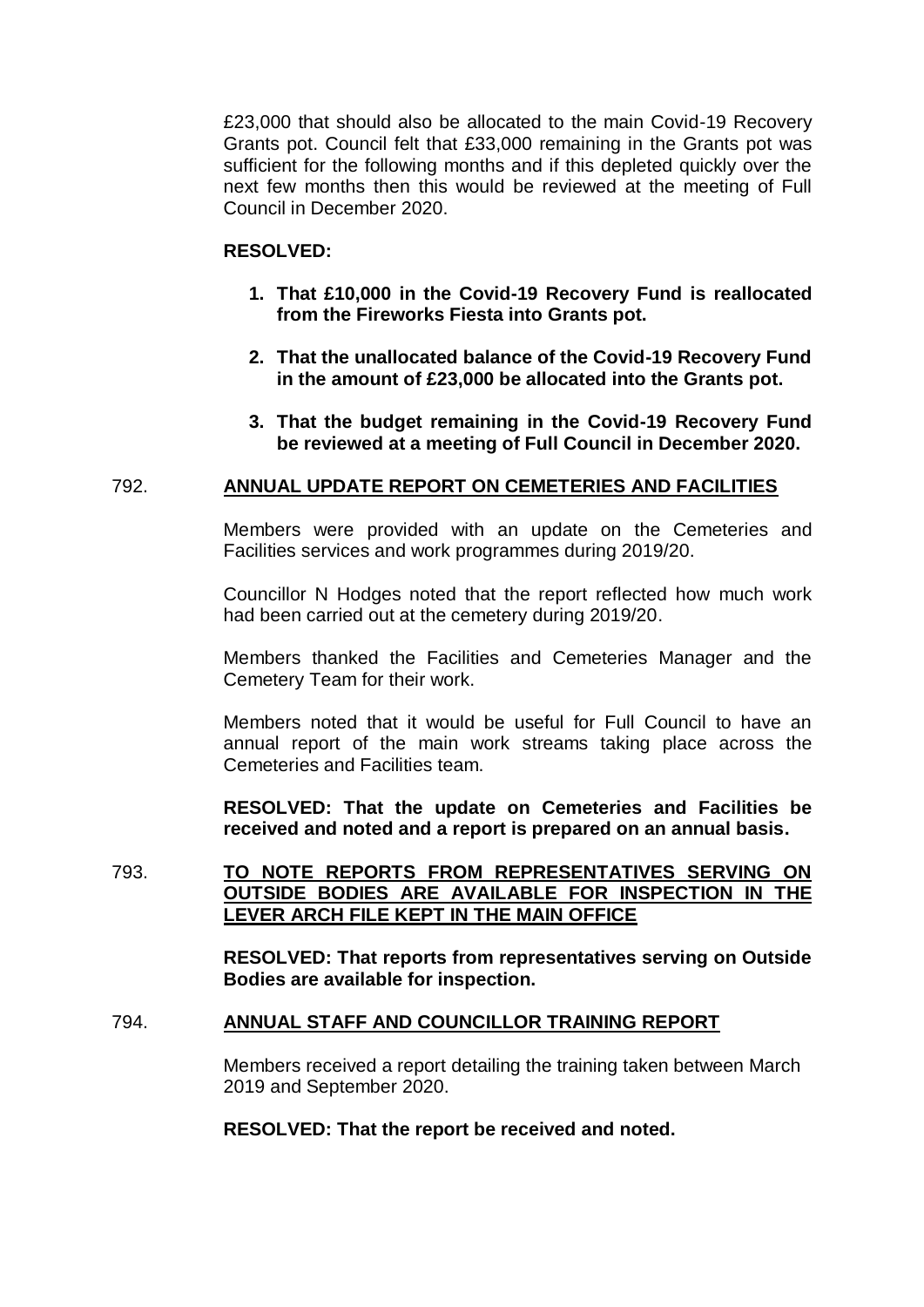£23,000 that should also be allocated to the main Covid-19 Recovery Grants pot. Council felt that £33,000 remaining in the Grants pot was sufficient for the following months and if this depleted quickly over the next few months then this would be reviewed at the meeting of Full Council in December 2020.

**RESOLVED:**

1. **That £10,000 in the Covid-19 Recovery Fund is reallocated from the Fireworks Fiesta into Grants pot.**
2. **That the unallocated balance of the Covid-19 Recovery Fund in the amount of £23,000 be allocated into the Grants pot.**
3. **That the budget remaining in the Covid-19 Recovery Fund be reviewed at a meeting of Full Council in December 2020.**

792. **ANNUAL UPDATE REPORT ON CEMETERIES AND FACILITIES**

Members were provided with an update on the Cemeteries and Facilities services and work programmes during 2019/20.

Councillor N Hodges noted that the report reflected how much work had been carried out at the cemetery during 2019/20.

Members thanked the Facilities and Cemeteries Manager and the Cemetery Team for their work.

Members noted that it would be useful for Full Council to have an annual report of the main work streams taking place across the Cemeteries and Facilities team.

**RESOLVED: That the update on Cemeteries and Facilities be received and noted and a report is prepared on an annual basis.**

793. **TO NOTE REPORTS FROM REPRESENTATIVES SERVING ON OUTSIDE BODIES ARE AVAILABLE FOR INSPECTION IN THE LEVER ARCH FILE KEPT IN THE MAIN OFFICE**

**RESOLVED: That reports from representatives serving on Outside Bodies are available for inspection.**

794. **ANNUAL STAFF AND COUNCILLOR TRAINING REPORT**

Members received a report detailing the training taken between March 2019 and September 2020.

**RESOLVED: That the report be received and noted.**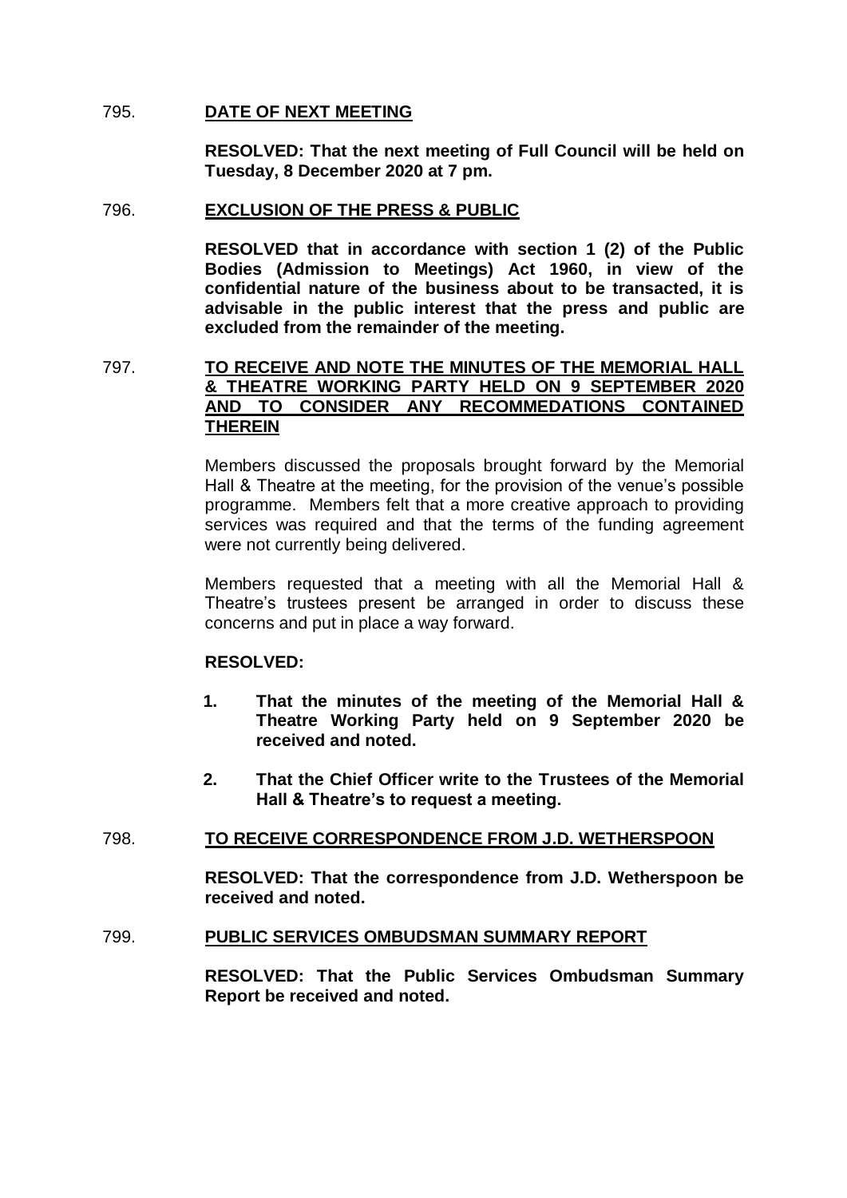795. **DATE OF NEXT MEETING**

**RESOLVED: That the next meeting of Full Council will be held on Tuesday, 8 December 2020 at 7 pm.**

796. **EXCLUSION OF THE PRESS & PUBLIC**

**RESOLVED that in accordance with section 1 (2) of the Public Bodies (Admission to Meetings) Act 1960, in view of the confidential nature of the business about to be transacted, it is advisable in the public interest that the press and public are excluded from the remainder of the meeting.**

797. **TO RECEIVE AND NOTE THE MINUTES OF THE MEMORIAL HALL & THEATRE WORKING PARTY HELD ON 9 SEPTEMBER 2020 AND TO CONSIDER ANY RECOMMEDATIONS CONTAINED THEREIN**

Members discussed the proposals brought forward by the Memorial Hall & Theatre at the meeting, for the provision of the venue's possible programme. Members felt that a more creative approach to providing services was required and that the terms of the funding agreement were not currently being delivered.

Members requested that a meeting with all the Memorial Hall & Theatre's trustees present be arranged in order to discuss these concerns and put in place a way forward.

**RESOLVED:**

1. **That the minutes of the meeting of the Memorial Hall & Theatre Working Party held on 9 September 2020 be received and noted.**
2. **That the Chief Officer write to the Trustees of the Memorial Hall & Theatre's to request a meeting.**

798. **TO RECEIVE CORRESPONDENCE FROM J.D. WETHERSPOON**

**RESOLVED: That the correspondence from J.D. Wetherspoon be received and noted.**

799. **PUBLIC SERVICES OMBUDSMAN SUMMARY REPORT**

**RESOLVED: That the Public Services Ombudsman Summary Report be received and noted.**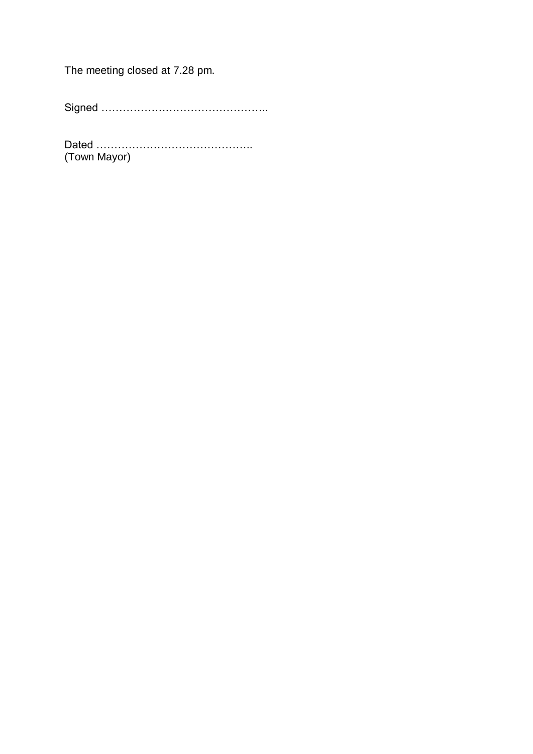The meeting closed at 7.28 pm.

Signed ………………………………………..

Dated ……………………………………..
(Town Mayor)